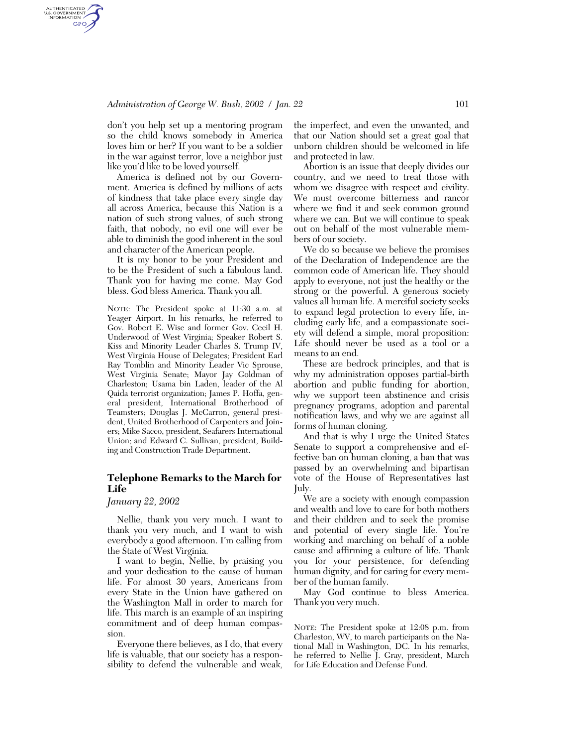don't you help set up a mentoring program so the child knows somebody in America loves him or her? If you want to be a soldier in the war against terror, love a neighbor just like you'd like to be loved yourself.

America is defined not by our Government. America is defined by millions of acts of kindness that take place every single day all across America, because this Nation is a nation of such strong values, of such strong faith, that nobody, no evil one will ever be able to diminish the good inherent in the soul and character of the American people.

It is my honor to be your President and to be the President of such a fabulous land. Thank you for having me come. May God bless. God bless America. Thank you all.

NOTE: The President spoke at 11:30 a.m. at Yeager Airport. In his remarks, he referred to Gov. Robert E. Wise and former Gov. Cecil H. Underwood of West Virginia; Speaker Robert S. Kiss and Minority Leader Charles S. Trump IV, West Virginia House of Delegates; President Earl Ray Tomblin and Minority Leader Vic Sprouse, West Virginia Senate; Mayor Jay Goldman of Charleston; Usama bin Laden, leader of the Al Qaida terrorist organization; James P. Hoffa, general president, International Brotherhood of Teamsters; Douglas J. McCarron, general president, United Brotherhood of Carpenters and Joiners; Mike Sacco, president, Seafarers International Union; and Edward C. Sullivan, president, Building and Construction Trade Department.

## Telephone Remarks to the March for Life

*January 22, 2002*

Nellie, thank you very much. I want to thank you very much, and I want to wish everybody a good afternoon. I'm calling from the State of West Virginia.

I want to begin, Nellie, by praising you and your dedication to the cause of human life. For almost 30 years, Americans from every State in the Union have gathered on the Washington Mall in order to march for life. This march is an example of an inspiring commitment and of deep human compassion.

Everyone there believes, as I do, that every life is valuable, that our society has a responsibility to defend the vulnerable and weak, the imperfect, and even the unwanted, and that our Nation should set a great goal that unborn children should be welcomed in life and protected in law.

Abortion is an issue that deeply divides our country, and we need to treat those with whom we disagree with respect and civility. We must overcome bitterness and rancor where we find it and seek common ground where we can. But we will continue to speak out on behalf of the most vulnerable members of our society.

We do so because we believe the promises of the Declaration of Independence are the common code of American life. They should apply to everyone, not just the healthy or the strong or the powerful. A generous society values all human life. A merciful society seeks to expand legal protection to every life, including early life, and a compassionate society will defend a simple, moral proposition: Life should never be used as a tool or a means to an end.

These are bedrock principles, and that is why my administration opposes partial-birth abortion and public funding for abortion, why we support teen abstinence and crisis pregnancy programs, adoption and parental notification laws, and why we are against all forms of human cloning.

And that is why I urge the United States Senate to support a comprehensive and effective ban on human cloning, a ban that was passed by an overwhelming and bipartisan vote of the House of Representatives last July.

We are a society with enough compassion and wealth and love to care for both mothers and their children and to seek the promise and potential of every single life. You're working and marching on behalf of a noble cause and affirming a culture of life. Thank you for your persistence, for defending human dignity, and for caring for every member of the human family.

May God continue to bless America. Thank you very much.

NOTE: The President spoke at 12:08 p.m. from Charleston, WV, to march participants on the National Mall in Washington, DC. In his remarks, he referred to Nellie J. Gray, president, March for Life Education and Defense Fund.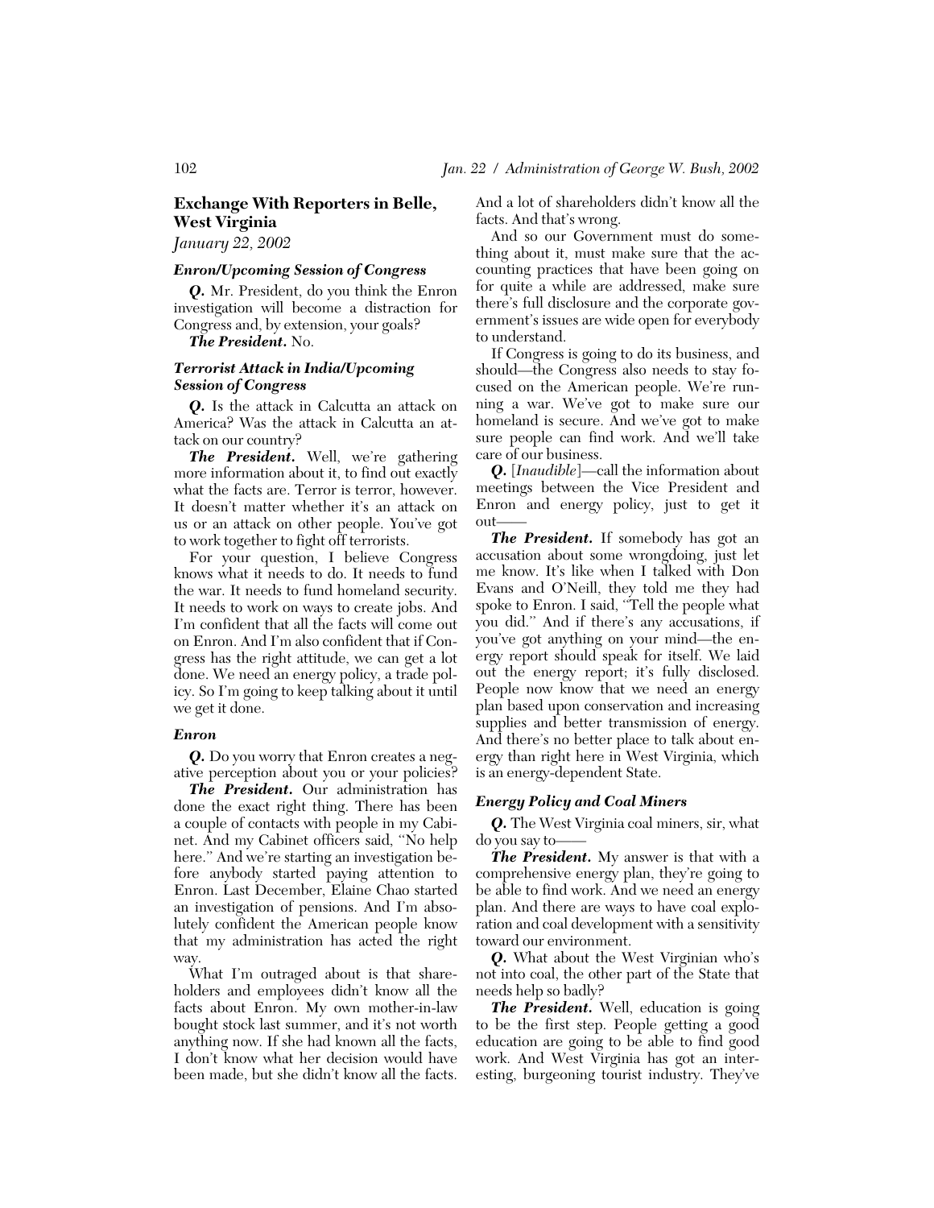## Exchange With Reporters in Belle, West Virginia

*January 22, 2002*

### *Enron/Upcoming Session of Congress*

***Q.*** Mr. President, do you think the Enron investigation will become a distraction for Congress and, by extension, your goals?

***The President.*** No.

### *Terrorist Attack in India/Upcoming Session of Congress*

***Q.*** Is the attack in Calcutta an attack on America? Was the attack in Calcutta an attack on our country?

***The President.*** Well, we're gathering more information about it, to find out exactly what the facts are. Terror is terror, however. It doesn't matter whether it's an attack on us or an attack on other people. You've got to work together to fight off terrorists.

For your question, I believe Congress knows what it needs to do. It needs to fund the war. It needs to fund homeland security. It needs to work on ways to create jobs. And I'm confident that all the facts will come out on Enron. And I'm also confident that if Congress has the right attitude, we can get a lot done. We need an energy policy, a trade policy. So I'm going to keep talking about it until we get it done.

### *Enron*

***Q.*** Do you worry that Enron creates a negative perception about you or your policies?

***The President.*** Our administration has done the exact right thing. There has been a couple of contacts with people in my Cabinet. And my Cabinet officers said, "No help here." And we're starting an investigation before anybody started paying attention to Enron. Last December, Elaine Chao started an investigation of pensions. And I'm absolutely confident the American people know that my administration has acted the right way.

What I'm outraged about is that shareholders and employees didn't know all the facts about Enron. My own mother-in-law bought stock last summer, and it's not worth anything now. If she had known all the facts, I don't know what her decision would have been made, but she didn't know all the facts. And a lot of shareholders didn't know all the facts. And that's wrong.

And so our Government must do something about it, must make sure that the accounting practices that have been going on for quite a while are addressed, make sure there's full disclosure and the corporate government's issues are wide open for everybody to understand.

If Congress is going to do its business, and should—the Congress also needs to stay focused on the American people. We're running a war. We've got to make sure our homeland is secure. And we've got to make sure people can find work. And we'll take care of our business.

***Q.*** [*Inaudible*]—call the information about meetings between the Vice President and Enron and energy policy, just to get it out——

***The President.*** If somebody has got an accusation about some wrongdoing, just let me know. It's like when I talked with Don Evans and O'Neill, they told me they had spoke to Enron. I said, "Tell the people what you did." And if there's any accusations, if you've got anything on your mind—the energy report should speak for itself. We laid out the energy report; it's fully disclosed. People now know that we need an energy plan based upon conservation and increasing supplies and better transmission of energy. And there's no better place to talk about energy than right here in West Virginia, which is an energy-dependent State.

### *Energy Policy and Coal Miners*

***Q.*** The West Virginia coal miners, sir, what do you say to——

***The President.*** My answer is that with a comprehensive energy plan, they're going to be able to find work. And we need an energy plan. And there are ways to have coal exploration and coal development with a sensitivity toward our environment.

***Q.*** What about the West Virginian who's not into coal, the other part of the State that needs help so badly?

***The President.*** Well, education is going to be the first step. People getting a good education are going to be able to find good work. And West Virginia has got an interesting, burgeoning tourist industry. They've